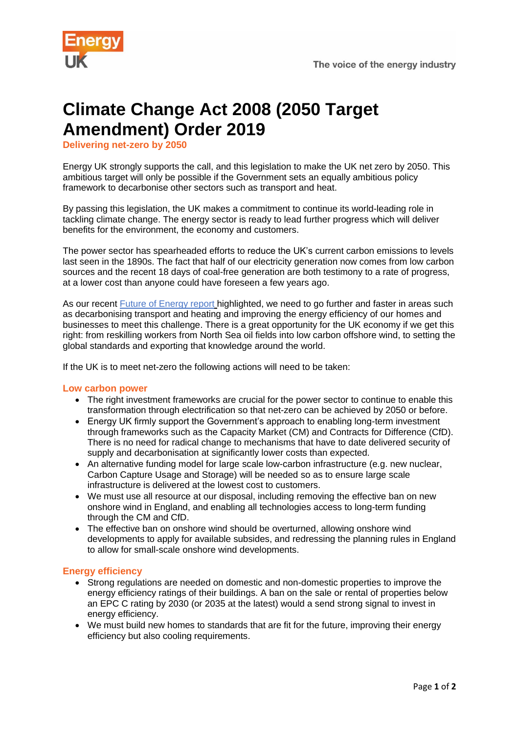# Climate Change Act 2008 (2050 Target Amendment) Order 2019

## Delivering net-zero by 2050

Energy UK strongly supports the call, and this legislation to make the UK net zero by 2050. This ambitious target will only be possible if the Government sets an equally ambitious policy framework to decarbonise other sectors such as transport and heat.

By passing this legislation, the UK makes a commitment to continue its world-leading role in tackling climate change. The energy sector is ready to lead further progress which will deliver benefits for the environment, the economy and customers.

The power sector has spearheaded efforts to reduce the UK's current carbon emissions to levels last seen in the 1890s. The fact that half of our electricity generation now comes from low carbon sources and the recent 18 days of coal-free generation are both testimony to a rate of progress, at a lower cost than anyone could have foreseen a few years ago.

As our recent Future of Energy report highlighted, we need to go further and faster in areas such as decarbonising transport and heating and improving the energy efficiency of our homes and businesses to meet this challenge. There is a great opportunity for the UK economy if we get this right: from reskilling workers from North Sea oil fields into low carbon offshore wind, to setting the global standards and exporting that knowledge around the world.

If the UK is to meet net-zero the following actions will need to be taken:

### Low carbon power

- The right investment frameworks are crucial for the power sector to continue to enable this transformation through electrification so that net-zero can be achieved by 2050 or before.
- Energy UK firmly support the Government's approach to enabling long-term investment through frameworks such as the Capacity Market (CM) and Contracts for Difference (CfD). There is no need for radical change to mechanisms that have to date delivered security of supply and decarbonisation at significantly lower costs than expected.
- An alternative funding model for large scale low-carbon infrastructure (e.g. new nuclear, Carbon Capture Usage and Storage) will be needed so as to ensure large scale infrastructure is delivered at the lowest cost to customers.
- We must use all resource at our disposal, including removing the effective ban on new onshore wind in England, and enabling all technologies access to long-term funding through the CM and CfD.
- The effective ban on onshore wind should be overturned, allowing onshore wind developments to apply for available subsides, and redressing the planning rules in England to allow for small-scale onshore wind developments.

### Energy efficiency

- Strong regulations are needed on domestic and non-domestic properties to improve the energy efficiency ratings of their buildings. A ban on the sale or rental of properties below an EPC C rating by 2030 (or 2035 at the latest) would a send strong signal to invest in energy efficiency.
- We must build new homes to standards that are fit for the future, improving their energy efficiency but also cooling requirements.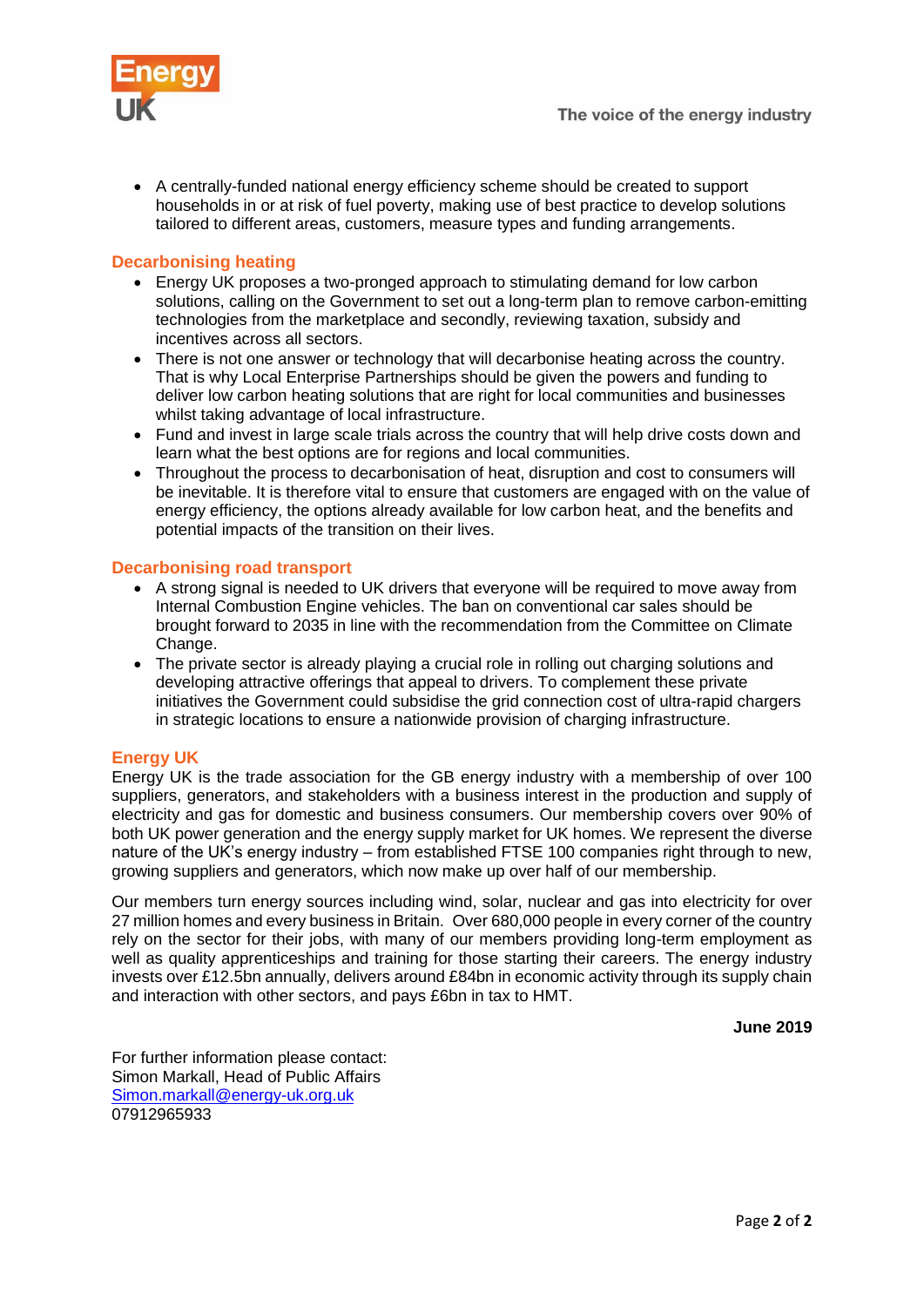- A centrally-funded national energy efficiency scheme should be created to support households in or at risk of fuel poverty, making use of best practice to develop solutions tailored to different areas, customers, measure types and funding arrangements.

## Decarbonising heating

- Energy UK proposes a two-pronged approach to stimulating demand for low carbon solutions, calling on the Government to set out a long-term plan to remove carbon-emitting technologies from the marketplace and secondly, reviewing taxation, subsidy and incentives across all sectors.
- There is not one answer or technology that will decarbonise heating across the country. That is why Local Enterprise Partnerships should be given the powers and funding to deliver low carbon heating solutions that are right for local communities and businesses whilst taking advantage of local infrastructure.
- Fund and invest in large scale trials across the country that will help drive costs down and learn what the best options are for regions and local communities.
- Throughout the process to decarbonisation of heat, disruption and cost to consumers will be inevitable. It is therefore vital to ensure that customers are engaged with on the value of energy efficiency, the options already available for low carbon heat, and the benefits and potential impacts of the transition on their lives.

## Decarbonising road transport

- A strong signal is needed to UK drivers that everyone will be required to move away from Internal Combustion Engine vehicles. The ban on conventional car sales should be brought forward to 2035 in line with the recommendation from the Committee on Climate Change.
- The private sector is already playing a crucial role in rolling out charging solutions and developing attractive offerings that appeal to drivers. To complement these private initiatives the Government could subsidise the grid connection cost of ultra-rapid chargers in strategic locations to ensure a nationwide provision of charging infrastructure.

## Energy UK

Energy UK is the trade association for the GB energy industry with a membership of over 100 suppliers, generators, and stakeholders with a business interest in the production and supply of electricity and gas for domestic and business consumers. Our membership covers over 90% of both UK power generation and the energy supply market for UK homes. We represent the diverse nature of the UK's energy industry – from established FTSE 100 companies right through to new, growing suppliers and generators, which now make up over half of our membership.

Our members turn energy sources including wind, solar, nuclear and gas into electricity for over 27 million homes and every business in Britain. Over 680,000 people in every corner of the country rely on the sector for their jobs, with many of our members providing long-term employment as well as quality apprenticeships and training for those starting their careers. The energy industry invests over £12.5bn annually, delivers around £84bn in economic activity through its supply chain and interaction with other sectors, and pays £6bn in tax to HMT.

**June 2019**

For further information please contact:
Simon Markall, Head of Public Affairs
Simon.markall@energy-uk.org.uk
07912965933